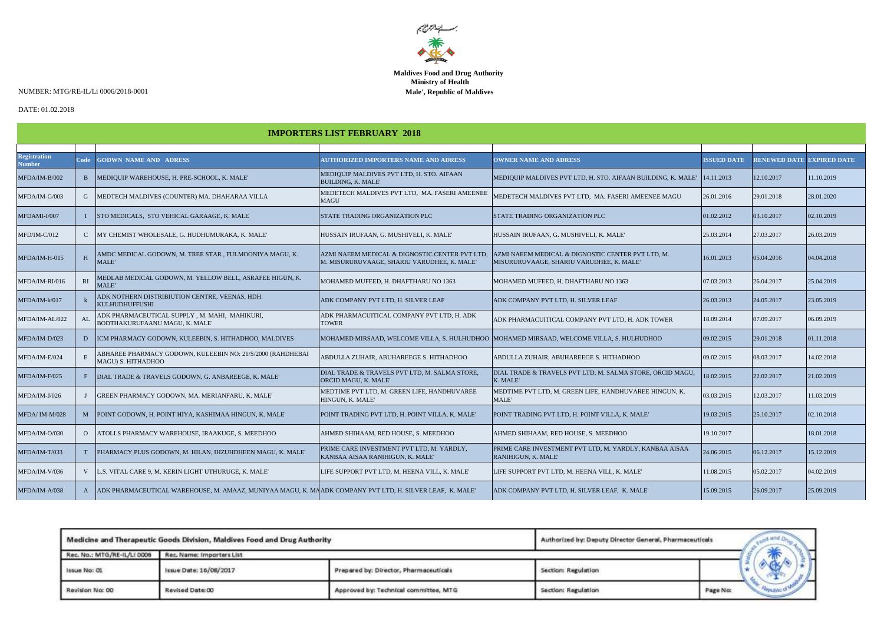بسم الله الرحمن الرحيم

**Maldives Food and Drug Authority**
**Ministry of Health**
**Male', Republic of Maldives**

NUMBER: MTG/RE-IL/Li 0006/2018-0001

DATE: 01.02.2018

## IMPORTERS LIST FEBRUARY 2018

| Registration Number | Code | GODWN NAME AND ADRESS | AUTHORIZED IMPORTERS NAME AND ADRESS | OWNER NAME AND ADRESS | ISSUED DATE | RENEWED DATE | EXPIRED DATE |
|---|---|---|---|---|---|---|---|
| MFDA/IM-B/002 | B | MEDIQUIP WAREHOUSE, H. PRE-SCHOOL, K. MALE' | MEDIQUIP MALDIVES PVT LTD, H. STO. AIFAAN BUILDING, K. MALE' | MEDIQUIP MALDIVES PVT LTD, H. STO. AIFAAN BUILDING, K. MALE' | 14.11.2013 | 12.10.2017 | 11.10.2019 |
| MFDA/IM-G/003 | G | MEDTECH MALDIVES (COUNTER) MA. DHAHARAA VILLA | MEDETECH MALDIVES PVT LTD, MA. FASERI AMEENEE MAGU | MEDETECH MALDIVES PVT LTD, MA. FASERI AMEENEE MAGU | 26.01.2016 | 29.01.2018 | 28.01.2020 |
| MFDAMI-I/007 | I | STO MEDICALS, STO VEHICAL GARAAGE, K. MALE | STATE TRADING ORGANIZATION PLC | STATE TRADING ORGANIZATION PLC | 01.02.2012 | 03.10.2017 | 02.10.2019 |
| MFD/IM-C/012 | C | MY CHEMIST WHOLESALE, G. HUDHUMURAKA, K. MALE' | HUSSAIN IRUFAAN, G. MUSHIVELI, K. MALE' | HUSSAIN IRUFAAN, G. MUSHIVELI, K. MALE' | 25.03.2014 | 27.03.2017 | 26.03.2019 |
| MFDA/IM-H-015 | H | AMDC MEDICAL GODOWN, M. TREE STAR , FULMOONIYA MAGU, K. MALE' | AZMI NAEEM MEDICAL & DIGNOSTIC CENTER PVT LTD, M. MISURURUVAAGE, SHARIU VARUDHEE, K. MALE' | AZMI NAEEM MEDICAL & DIGNOSTIC CENTER PVT LTD, M. MISURURUVAAGE, SHARIU VARUDHEE, K. MALE' | 16.01.2013 | 05.04.2016 | 04.04.2018 |
| MFDA/IM-RI/016 | RI | MEDLAB MEDICAL GODOWN, M. YELLOW BELL, ASRAFEE HIGUN, K. MALE' | MOHAMED MUFEED, H. DHAFTHARU NO 1363 | MOHAMED MUFEED, H. DHAFTHARU NO 1363 | 07.03.2013 | 26.04.2017 | 25.04.2019 |
| MFDA/IM-k/017 | k | ADK NOTHERN DISTRIBIUTION CENTRE, VEENAS, HDH. KULHUDHUFFUSHI | ADK COMPANY PVT LTD, H. SILVER LEAF | ADK COMPANY PVT LTD, H. SILVER LEAF | 26.03.2013 | 24.05.2017 | 23.05.2019 |
| MFDA/IM-AL/022 | AL | ADK PHARMACEUTICAL SUPPLY , M. MAHI, MAHIKURI, BODTHAKURUFAANU MAGU, K. MALE' | ADK PHARMACUITICAL COMPANY PVT LTD, H. ADK TOWER | ADK PHARMACUITICAL COMPANY PVT LTD, H. ADK TOWER | 18.09.2014 | 07.09.2017 | 06.09.2019 |
| MFDA/IM-D/023 | D | ICM PHARMACY GODOWN, KULEEBIN, S. HITHADHOO, MALDIVES | MOHAMED MIRSAAD, WELCOME VILLA, S. HULHUDHOO | MOHAMED MIRSAAD, WELCOME VILLA, S. HULHUDHOO | 09.02.2015 | 29.01.2018 | 01.11.2018 |
| MFDA/IM-E/024 | E | ABHAREE PHARMACY GODOWN, KULEEBIN NO: 21/S/2000 (RAHDHEBAI MAGU) S. HITHADHOO | ABDULLA ZUHAIR, ABUHAREEGE S. HITHADHOO | ABDULLA ZUHAIR, ABUHAREEGE S. HITHADHOO | 09.02.2015 | 08.03.2017 | 14.02.2018 |
| MFDA/IM-F/025 | F | DIAL TRADE & TRAVELS GODOWN, G. ANBAREEGE, K. MALE' | DIAL TRADE & TRAVELS PVT LTD, M. SALMA STORE, ORCID MAGU, K. MALE' | DIAL TRADE & TRAVELS PVT LTD, M. SALMA STORE, ORCID MAGU, K. MALE' | 18.02.2015 | 22.02.2017 | 21.02.2019 |
| MFDA/IM-J/026 | J | GREEN PHARMACY GODOWN, MA. MERIANFARU, K. MALE' | MEDTIME PVT LTD, M. GREEN LIFE, HANDHUVAREE HINGUN, K. MALE' | MEDTIME PVT LTD, M. GREEN LIFE, HANDHUVAREE HINGUN, K. MALE' | 03.03.2015 | 12.03.2017 | 11.03.2019 |
| MFDA/ IM-M/028 | M | POINT GODOWN, H. POINT HIYA, KASHIMAA HINGUN, K. MALE' | POINT TRADING PVT LTD, H. POINT VILLA, K. MALE' | POINT TRADING PVT LTD, H. POINT VILLA, K. MALE' | 19.03.2015 | 25.10.2017 | 02.10.2018 |
| MFDA/IM-O/030 | O | ATOLLS PHARMACY WAREHOUSE, IRAAKUGE, S. MEEDHOO | AHMED SHIHAAM, RED HOUSE, S. MEEDHOO | AHMED SHIHAAM, RED HOUSE, S. MEEDHOO | 19.10.2017 | | 18.01.2018 |
| MFDA/IM-T/033 | T | PHARMACY PLUS GODOWN, M. HILAN, IHZUHDHEEN MAGU, K. MALE' | PRIME CARE INVESTMENT PVT LTD, M. YARDLY, KANBAA AISAA RANIHIGUN, K. MALE' | PRIME CARE INVESTMENT PVT LTD, M. YARDLY, KANBAA AISAA RANIHIGUN, K. MALE' | 24.06.2015 | 06.12.2017 | 15.12.2019 |
| MFDA/IM-V/036 | V | L.S. VITAL CARE 9, M. KERIN LIGHT UTHURUGE, K. MALE' | LIFE SUPPORT PVT LTD, M. HEENA VILL, K. MALE' | LIFE SUPPORT PVT LTD, M. HEENA VILL, K. MALE' | 11.08.2015 | 05.02.2017 | 04.02.2019 |
| MFDA/IM-A/038 | A | ADK PHARMACEUTICAL WAREHOUSE, M. AMAAZ, MUNIYAA MAGU, K. MA | ADK COMPANY PVT LTD, H. SILVER LEAF, K. MALE' | ADK COMPANY PVT LTD, H. SILVER LEAF, K. MALE' | 15.09.2015 | 26.09.2017 | 25.09.2019 |

| Medicine and Therapeutic Goods Division, Maldives Food and Drug Authority | | | Authorized by: Deputy Director General, Pharmaceuticals | |
|---|---|---|---|---|
| Rec. No.: MTG/RE-IL/LI 0006 | Rec. Name: Importers List | | | |
| Issue No: 01 | Issue Date: 16/08/2017 | Prepared by: Director, Pharmaceuticals | Section: Regulation | |
| Revision No: 00 | Revised Date: 00 | Approved by: Technical committee, MTG | Section: Regulation | Page No: |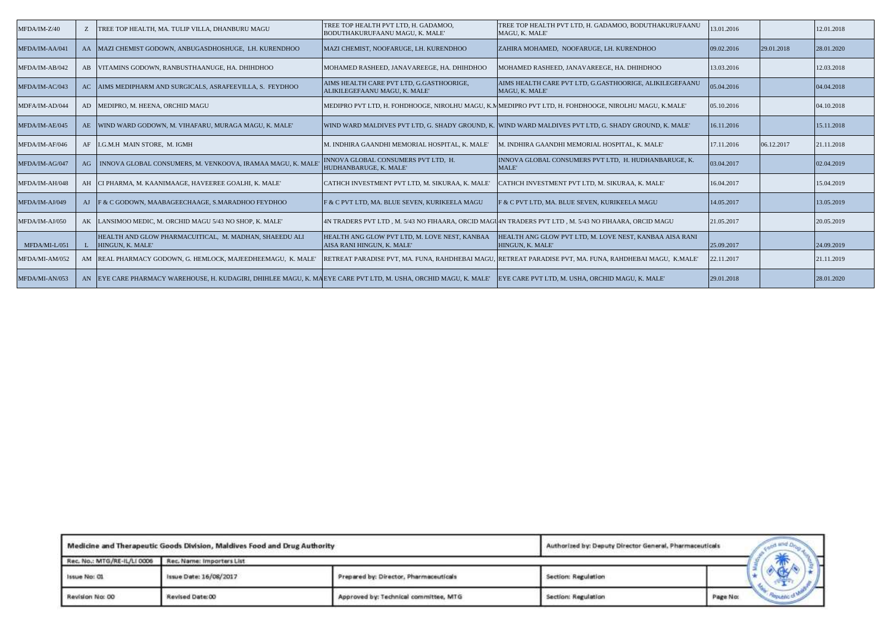| | | | | | | | |
|---|---|---|---|---|---|---|---|
| MFDA/IM-Z/40 | Z | TREE TOP HEALTH, MA. TULIP VILLA, DHANBURU MAGU | TREE TOP HEALTH PVT LTD, H. GADAMOO, BODUTHAKURUFAANU MAGU, K. MALE' | TREE TOP HEALTH PVT LTD, H. GADAMOO, BODUTHAKURUFAANU MAGU, K. MALE' | 13.01.2016 | | 12.01.2018 |
| MFDA/IM-AA/041 | AA | MAZI CHEMIST GODOWN, ANBUGASDHOSHUGE, LH. KURENDHOO | MAZI CHEMIST, NOOFARUGE, LH. KURENDHOO | ZAHIRA MOHAMED, NOOFARUGE, LH. KURENDHOO | 09.02.2016 | 29.01.2018 | 28.01.2020 |
| MFDA/IM-AB/042 | AB | VITAMINS GODOWN, RANBUSTHAANUGE, HA. DHIHDHOO | MOHAMED RASHEED, JANAVAREEGE, HA. DHIHDHOO | MOHAMED RASHEED, JANAVAREEGE, HA. DHIHDHOO | 13.03.2016 | | 12.03.2018 |
| MFDA/IM-AC/043 | AC | AIMS MEDIPHARM AND SURGICALS, ASRAFEEVILLA, S. FEYDHOO | AIMS HEALTH CARE PVT LTD, G.GASTHOORIGE, ALIKILEGEFAANU MAGU, K. MALE' | AIMS HEALTH CARE PVT LTD, G.GASTHOORIGE, ALIKILEGEFAANU MAGU, K. MALE' | 05.04.2016 | | 04.04.2018 |
| MDFA/IM-AD/044 | AD | MEDIPRO, M. HEENA, ORCHID MAGU | MEDIPRO PVT LTD, H. FOHDHOOGE, NIROLHU MAGU, K.M | MEDIPRO PVT LTD, H. FOHDHOOGE, NIROLHU MAGU, K.MALE' | 05.10.2016 | | 04.10.2018 |
| MFDA/IM-AE/045 | AE | WIND WARD GODOWN, M. VIHAFARU, MURAGA MAGU, K. MALE' | WIND WARD MALDIVES PVT LTD, G. SHADY GROUND, K. | WIND WARD MALDIVES PVT LTD, G. SHADY GROUND, K. MALE' | 16.11.2016 | | 15.11.2018 |
| MFDA/IM-AF/046 | AF | I.G.M.H MAIN STORE, M. IGMH | M. INDHIRA GAANDHI MEMORIAL HOSPITAL, K. MALE' | M. INDHIRA GAANDHI MEMORIAL HOSPITAL, K. MALE' | 17.11.2016 | 06.12.2017 | 21.11.2018 |
| MFDA/IM-AG/047 | AG | INNOVA GLOBAL CONSUMERS, M. VENKOOVA, IRAMAA MAGU, K. MALE' | INNOVA GLOBAL CONSUMERS PVT LTD, H. HUDHANBARUGE, K. MALE' | INNOVA GLOBAL CONSUMERS PVT LTD, H. HUDHANBARUGE, K. MALE' | 03.04.2017 | | 02.04.2019 |
| MFDA/IM-AH/048 | AH | CI PHARMA, M. KAANIMAAGE, HAVEEREE GOALHI, K. MALE' | CATHCH INVESTMENT PVT LTD, M. SIKURAA, K. MALE' | CATHCH INVESTMENT PVT LTD, M. SIKURAA, K. MALE' | 16.04.2017 | | 15.04.2019 |
| MFDA/IM-AJ/049 | AJ | F & C GODOWN, MAABAGEECHAAGE, S.MARADHOO FEYDHOO | F & C PVT LTD, MA. BLUE SEVEN, KURIKEELA MAGU | F & C PVT LTD, MA. BLUE SEVEN, KURIKEELA MAGU | 14.05.2017 | | 13.05.2019 |
| MFDA/IM-AJ/050 | AK | LANSIMOO MEDIC, M. ORCHID MAGU 5/43 NO SHOP, K. MALE' | 4N TRADERS PVT LTD , M. 5/43 NO FIHAARA, ORCID MAGU | 4N TRADERS PVT LTD , M. 5/43 NO FIHAARA, ORCID MAGU | 21.05.2017 | | 20.05.2019 |
| MFDA/MI-L/051 | L | HEALTH AND GLOW PHARMACUITICAL, M. MADHAN, SHAEEDU ALI HINGUN, K. MALE' | HEALTH ANG GLOW PVT LTD, M. LOVE NEST, KANBAA AISA RANI HINGUN, K. MALE' | HEALTH ANG GLOW PVT LTD, M. LOVE NEST, KANBAA AISA RANI HINGUN, K. MALE' | 25.09.2017 | | 24.09.2019 |
| MFDA/MI-AM/052 | AM | REAL PHARMACY GODOWN, G. HEMLOCK, MAJEEDHEEMAGU, K. MALE' | RETREAT PARADISE PVT, MA. FUNA, RAHDHEBAI MAGU, | RETREAT PARADISE PVT, MA. FUNA, RAHDHEBAI MAGU, K.MALE' | 22.11.2017 | | 21.11.2019 |
| MFDA/MI-AN/053 | AN | EYE CARE PHARMACY WAREHOUSE, H. KUDAGIRI, DHIHLEE MAGU, K. MA | EYE CARE PVT LTD, M. USHA, ORCHID MAGU, K. MALE' | EYE CARE PVT LTD, M. USHA, ORCHID MAGU, K. MALE' | 29.01.2018 | | 28.01.2020 |

| Medicine and Therapeutic Goods Division, Maldives Food and Drug Authority | | | Authorized by: Deputy Director General, Pharmaceuticals | |
|---|---|---|---|---|
| Rec. No.: MTG/RE-IL/LI 0006 | Rec. Name: Importers List | | | |
| Issue No: 01 | Issue Date: 16/08/2017 | Prepared by: Director, Pharmaceuticals | Section: Regulation | |
| Revision No: 00 | Revised Date: 00 | Approved by: Technical committee, MTG | Section: Regulation | Page No: |